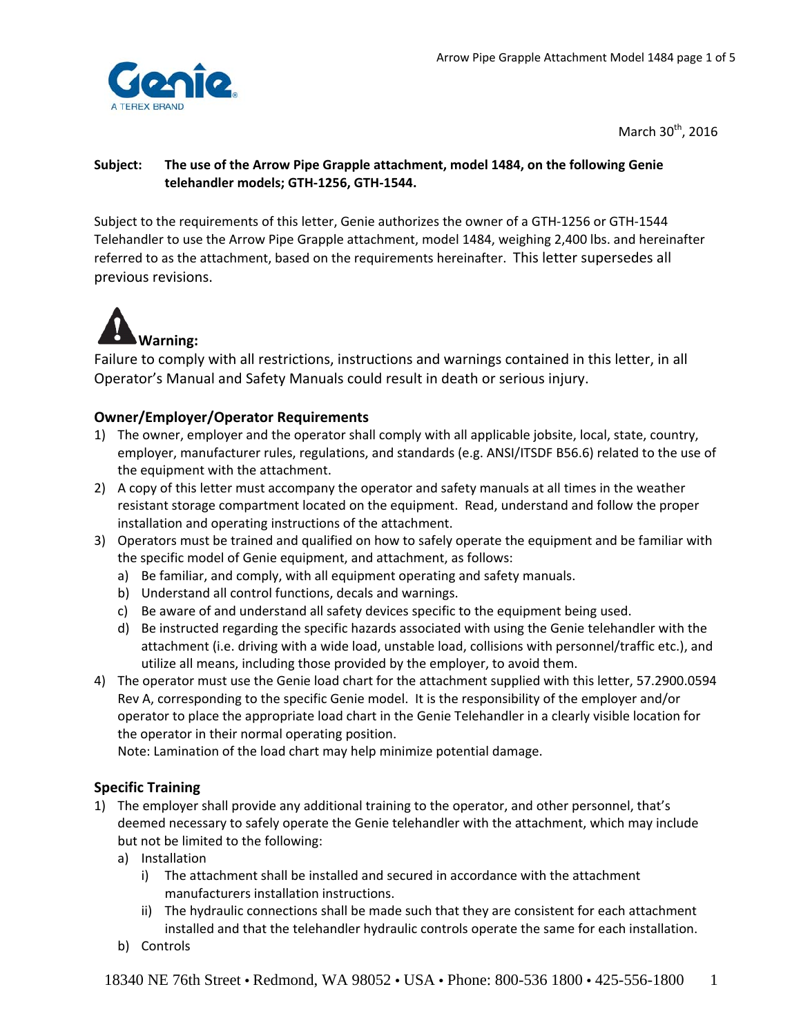March 30th, 2016

**Subject: The use of the Arrow Pipe Grapple attachment, model 1484, on the following Genie telehandler models; GTH-1256, GTH-1544.**

Subject to the requirements of this letter, Genie authorizes the owner of a GTH-1256 or GTH-1544 Telehandler to use the Arrow Pipe Grapple attachment, model 1484, weighing 2,400 lbs. and hereinafter referred to as the attachment, based on the requirements hereinafter. This letter supersedes all previous revisions.

**Warning:**
Failure to comply with all restrictions, instructions and warnings contained in this letter, in all Operator's Manual and Safety Manuals could result in death or serious injury.

## Owner/Employer/Operator Requirements

1) The owner, employer and the operator shall comply with all applicable jobsite, local, state, country, employer, manufacturer rules, regulations, and standards (e.g. ANSI/ITSDF B56.6) related to the use of the equipment with the attachment.
2) A copy of this letter must accompany the operator and safety manuals at all times in the weather resistant storage compartment located on the equipment. Read, understand and follow the proper installation and operating instructions of the attachment.
3) Operators must be trained and qualified on how to safely operate the equipment and be familiar with the specific model of Genie equipment, and attachment, as follows:
   a) Be familiar, and comply, with all equipment operating and safety manuals.
   b) Understand all control functions, decals and warnings.
   c) Be aware of and understand all safety devices specific to the equipment being used.
   d) Be instructed regarding the specific hazards associated with using the Genie telehandler with the attachment (i.e. driving with a wide load, unstable load, collisions with personnel/traffic etc.), and utilize all means, including those provided by the employer, to avoid them.
4) The operator must use the Genie load chart for the attachment supplied with this letter, 57.2900.0594 Rev A, corresponding to the specific Genie model. It is the responsibility of the employer and/or operator to place the appropriate load chart in the Genie Telehandler in a clearly visible location for the operator in their normal operating position.
   Note: Lamination of the load chart may help minimize potential damage.

## Specific Training

1) The employer shall provide any additional training to the operator, and other personnel, that's deemed necessary to safely operate the Genie telehandler with the attachment, which may include but not be limited to the following:
   a) Installation
      i) The attachment shall be installed and secured in accordance with the attachment manufacturers installation instructions.
      ii) The hydraulic connections shall be made such that they are consistent for each attachment installed and that the telehandler hydraulic controls operate the same for each installation.
   b) Controls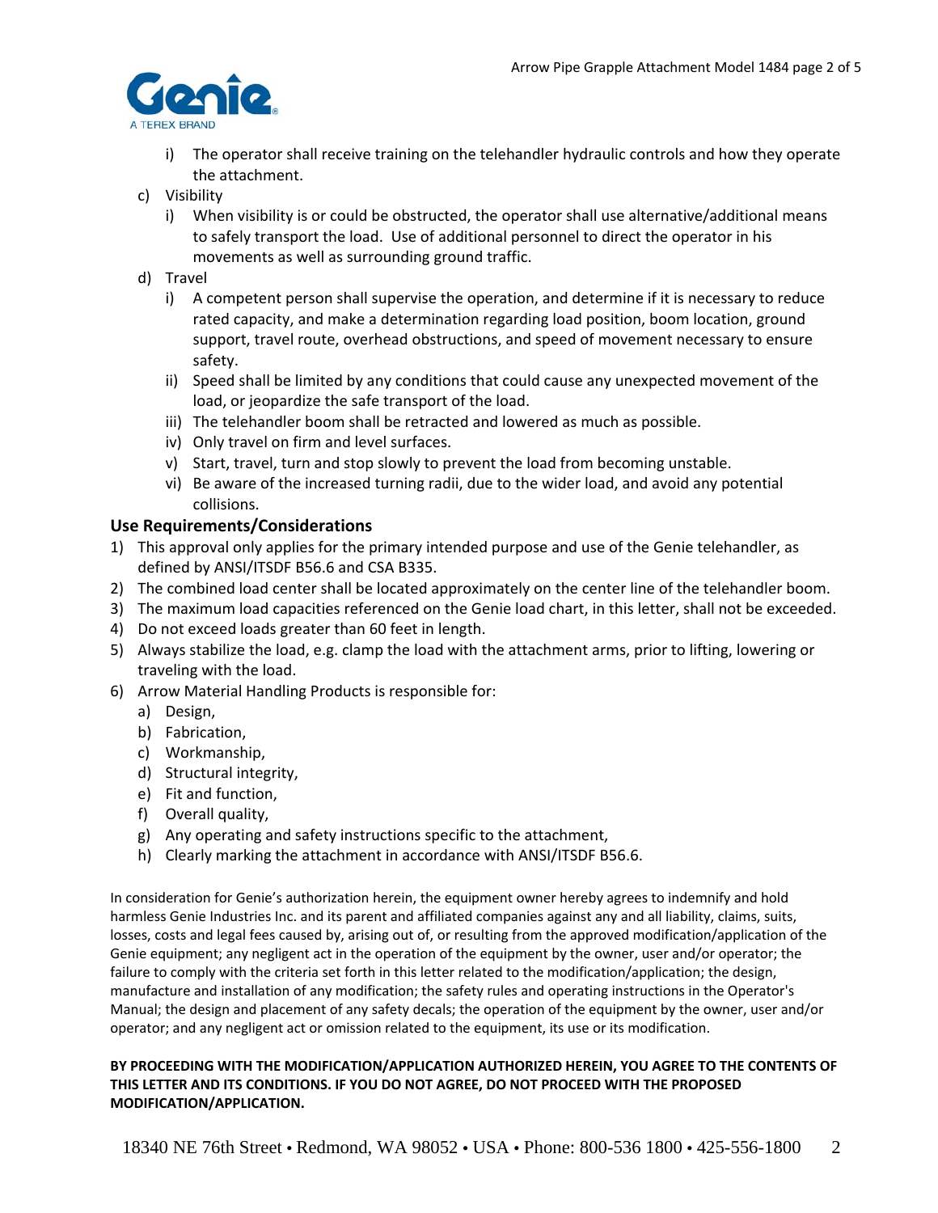i) The operator shall receive training on the telehandler hydraulic controls and how they operate the attachment.

c) Visibility
   i) When visibility is or could be obstructed, the operator shall use alternative/additional means to safely transport the load. Use of additional personnel to direct the operator in his movements as well as surrounding ground traffic.

d) Travel
   i) A competent person shall supervise the operation, and determine if it is necessary to reduce rated capacity, and make a determination regarding load position, boom location, ground support, travel route, overhead obstructions, and speed of movement necessary to ensure safety.
   ii) Speed shall be limited by any conditions that could cause any unexpected movement of the load, or jeopardize the safe transport of the load.
   iii) The telehandler boom shall be retracted and lowered as much as possible.
   iv) Only travel on firm and level surfaces.
   v) Start, travel, turn and stop slowly to prevent the load from becoming unstable.
   vi) Be aware of the increased turning radii, due to the wider load, and avoid any potential collisions.

### Use Requirements/Considerations

1) This approval only applies for the primary intended purpose and use of the Genie telehandler, as defined by ANSI/ITSDF B56.6 and CSA B335.
2) The combined load center shall be located approximately on the center line of the telehandler boom.
3) The maximum load capacities referenced on the Genie load chart, in this letter, shall not be exceeded.
4) Do not exceed loads greater than 60 feet in length.
5) Always stabilize the load, e.g. clamp the load with the attachment arms, prior to lifting, lowering or traveling with the load.
6) Arrow Material Handling Products is responsible for:
   a) Design,
   b) Fabrication,
   c) Workmanship,
   d) Structural integrity,
   e) Fit and function,
   f) Overall quality,
   g) Any operating and safety instructions specific to the attachment,
   h) Clearly marking the attachment in accordance with ANSI/ITSDF B56.6.

In consideration for Genie's authorization herein, the equipment owner hereby agrees to indemnify and hold harmless Genie Industries Inc. and its parent and affiliated companies against any and all liability, claims, suits, losses, costs and legal fees caused by, arising out of, or resulting from the approved modification/application of the Genie equipment; any negligent act in the operation of the equipment by the owner, user and/or operator; the failure to comply with the criteria set forth in this letter related to the modification/application; the design, manufacture and installation of any modification; the safety rules and operating instructions in the Operator's Manual; the design and placement of any safety decals; the operation of the equipment by the owner, user and/or operator; and any negligent act or omission related to the equipment, its use or its modification.

**BY PROCEEDING WITH THE MODIFICATION/APPLICATION AUTHORIZED HEREIN, YOU AGREE TO THE CONTENTS OF THIS LETTER AND ITS CONDITIONS. IF YOU DO NOT AGREE, DO NOT PROCEED WITH THE PROPOSED MODIFICATION/APPLICATION.**

18340 NE 76th Street • Redmond, WA 98052 • USA • Phone: 800-536 1800 • 425-556-1800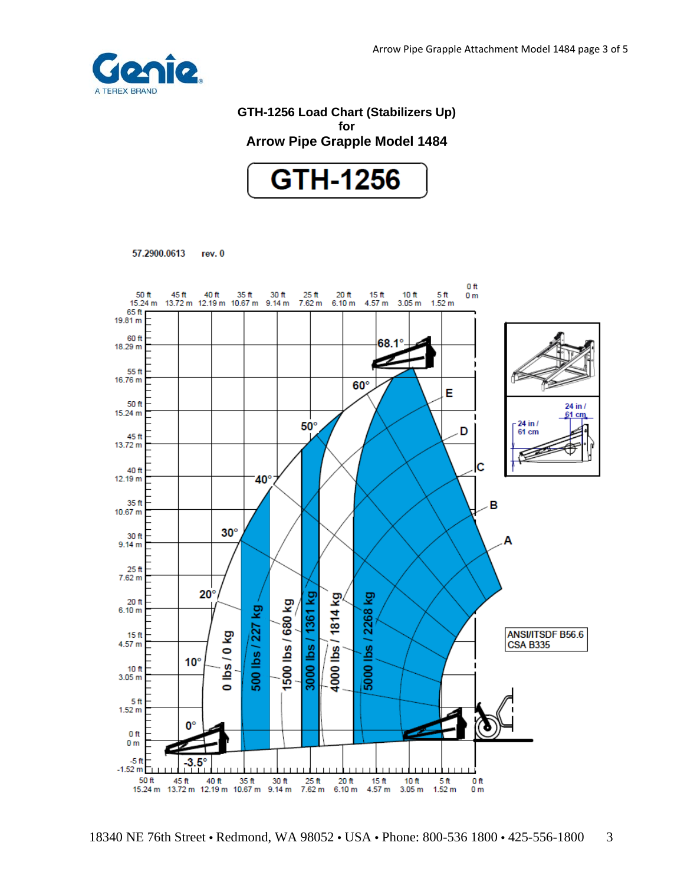**Genie** A TEREX BRAND

## GTH-1256 Load Chart (Stabilizers Up) for Arrow Pipe Grapple Model 1484

**GTH-1256**

57.2900.0613 rev. 0

Load zones: 0 lbs / 0 kg; 500 lbs / 227 kg; 1500 lbs / 680 kg; 3000 lbs / 1361 kg; 4000 lbs / 1814 kg; 5000 lbs / 2268 kg

Boom angles: -3.5°, 0°, 10°, 20°, 30°, 40°, 50°, 60°, 68.1°

Boom extension marks: A, B, C, D, E

Horizontal distance: 50 ft / 15.24 m, 45 ft / 13.72 m, 40 ft / 12.19 m, 35 ft / 10.67 m, 30 ft / 9.14 m, 25 ft / 7.62 m, 20 ft / 6.10 m, 15 ft / 4.57 m, 10 ft / 3.05 m, 5 ft / 1.52 m, 0 ft / 0 m

Height: 65 ft / 19.81 m, 60 ft / 18.29 m, 55 ft / 16.76 m, 50 ft / 15.24 m, 45 ft / 13.72 m, 40 ft / 12.19 m, 35 ft / 10.67 m, 30 ft / 9.14 m, 25 ft / 7.62 m, 20 ft / 6.10 m, 15 ft / 4.57 m, 10 ft / 3.05 m, 5 ft / 1.52 m, 0 ft / 0 m, -5 ft / -1.52 m

Load center: 24 in / 61 cm; 24 in / 61 cm

ANSI/ITSDF B56.6
CSA B335

18340 NE 76th Street • Redmond, WA 98052 • USA • Phone: 800-536 1800 • 425-556-1800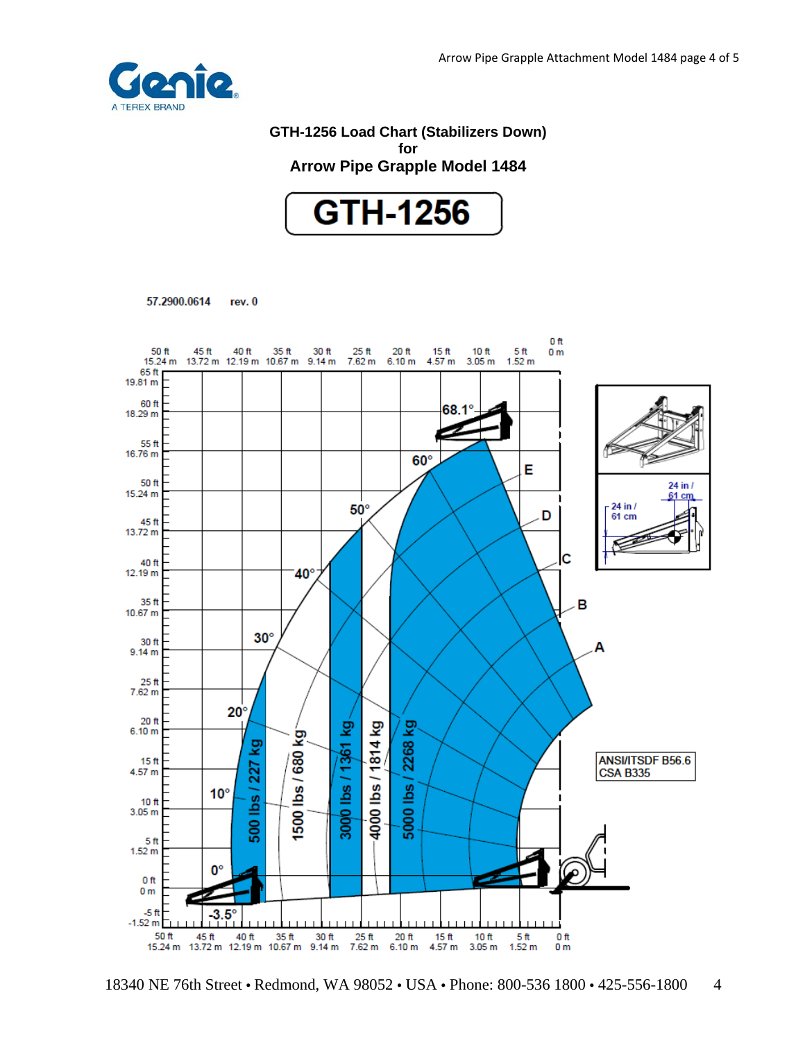# GTH-1256 Load Chart (Stabilizers Down)
## for
## Arrow Pipe Grapple Model 1484

**GTH-1256**

57.2900.0614 rev. 0

Load capacities:

- 500 lbs / 227 kg
- 1500 lbs / 680 kg
- 3000 lbs / 1361 kg
- 4000 lbs / 1814 kg
- 5000 lbs / 2268 kg

Boom angles: -3.5°, 0°, 10°, 20°, 30°, 40°, 50°, 60°, 68.1°

Extension markings: A, B, C, D, E

Attachment dimensions: 24 in / 61 cm; 24 in / 61 cm

ANSI/ITSDF B56.6
CSA B335

18340 NE 76th Street • Redmond, WA 98052 • USA • Phone: 800-536 1800 • 425-556-1800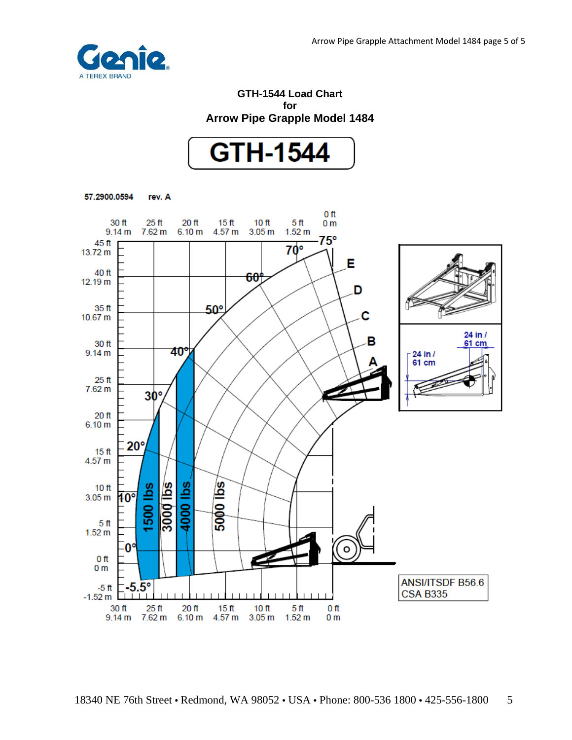**GTH-1544 Load Chart**
**for**
**Arrow Pipe Grapple Model 1484**

# GTH-1544

57.2900.0594 rev. A

30 ft 9.14 m
25 ft 7.62 m
20 ft 6.10 m
15 ft 4.57 m
10 ft 3.05 m
5 ft 1.52 m
0 ft 0 m

45 ft 13.72 m
40 ft 12.19 m
35 ft 10.67 m
30 ft 9.14 m
25 ft 7.62 m
20 ft 6.10 m
15 ft 4.57 m
10 ft 3.05 m
5 ft 1.52 m
0 ft 0 m
-5 ft -1.52 m

75°
70°
60°
50°
40°
30°
20°
10°
0°
-5.5°

E
D
C
B
A

1500 lbs
3000 lbs
4000 lbs
5000 lbs

24 in / 61 cm
24 in / 61 cm

ANSI/ITSDF B56.6
CSA B335

18340 NE 76th Street • Redmond, WA 98052 • USA • Phone: 800-536 1800 • 425-556-1800